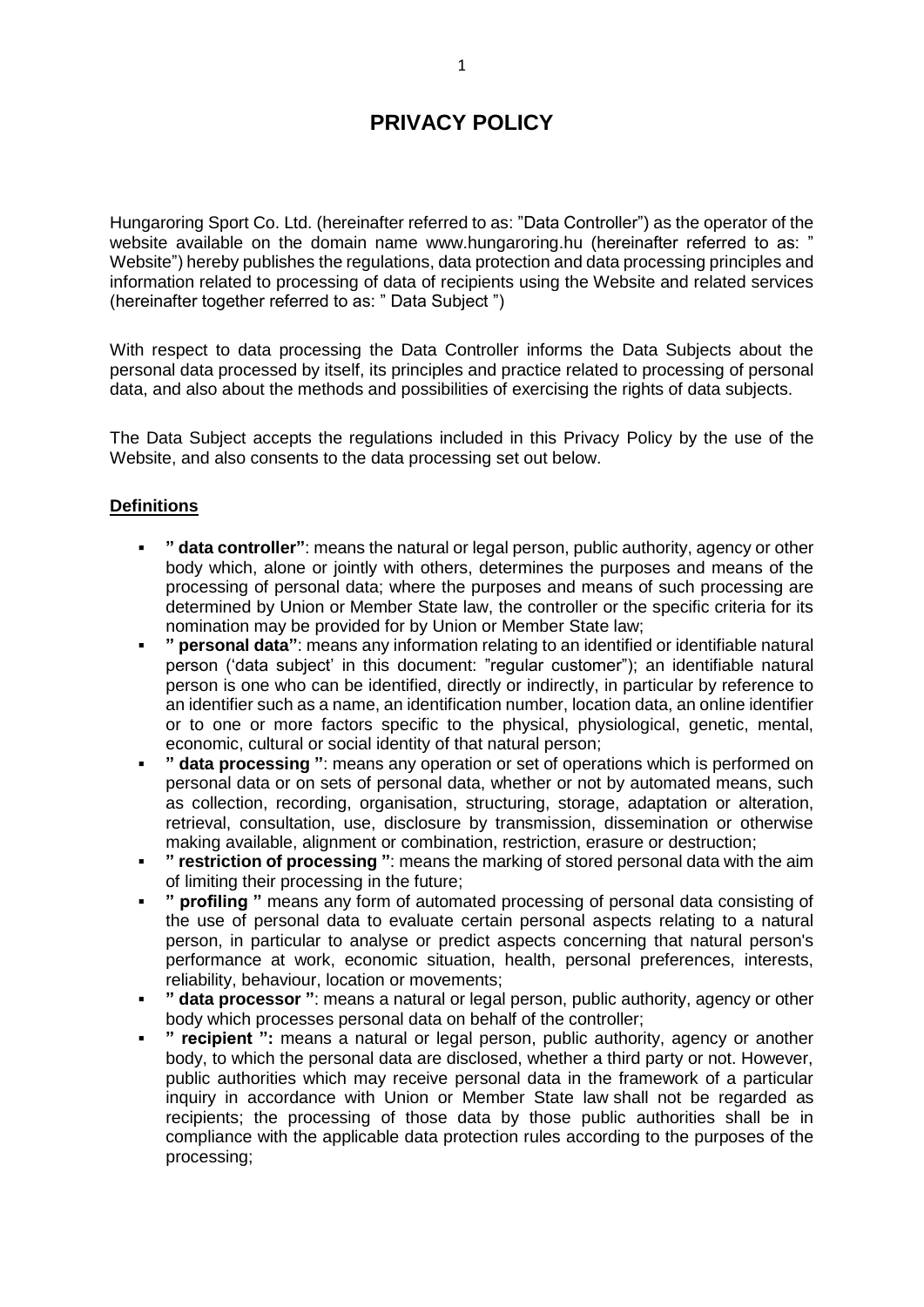# PRIVACY POLICY

Hungaroring Sport Co. Ltd. (hereinafter referred to as: "Data Controller") as the operator of the website available on the domain name www.hungaroring.hu (hereinafter referred to as: " Website") hereby publishes the regulations, data protection and data processing principles and information related to processing of data of recipients using the Website and related services (hereinafter together referred to as: " Data Subject ")

With respect to data processing the Data Controller informs the Data Subjects about the personal data processed by itself, its principles and practice related to processing of personal data, and also about the methods and possibilities of exercising the rights of data subjects.

The Data Subject accepts the regulations included in this Privacy Policy by the use of the Website, and also consents to the data processing set out below.

## Definitions

- **" data controller"**: means the natural or legal person, public authority, agency or other body which, alone or jointly with others, determines the purposes and means of the processing of personal data; where the purposes and means of such processing are determined by Union or Member State law, the controller or the specific criteria for its nomination may be provided for by Union or Member State law;
- **" personal data"**: means any information relating to an identified or identifiable natural person ('data subject' in this document: "regular customer"); an identifiable natural person is one who can be identified, directly or indirectly, in particular by reference to an identifier such as a name, an identification number, location data, an online identifier or to one or more factors specific to the physical, physiological, genetic, mental, economic, cultural or social identity of that natural person;
- **" data processing "**: means any operation or set of operations which is performed on personal data or on sets of personal data, whether or not by automated means, such as collection, recording, organisation, structuring, storage, adaptation or alteration, retrieval, consultation, use, disclosure by transmission, dissemination or otherwise making available, alignment or combination, restriction, erasure or destruction;
- **" restriction of processing "**: means the marking of stored personal data with the aim of limiting their processing in the future;
- **" profiling "** means any form of automated processing of personal data consisting of the use of personal data to evaluate certain personal aspects relating to a natural person, in particular to analyse or predict aspects concerning that natural person's performance at work, economic situation, health, personal preferences, interests, reliability, behaviour, location or movements;
- **" data processor "**: means a natural or legal person, public authority, agency or other body which processes personal data on behalf of the controller;
- **" recipient ":** means a natural or legal person, public authority, agency or another body, to which the personal data are disclosed, whether a third party or not. However, public authorities which may receive personal data in the framework of a particular inquiry in accordance with Union or Member State law shall not be regarded as recipients; the processing of those data by those public authorities shall be in compliance with the applicable data protection rules according to the purposes of the processing;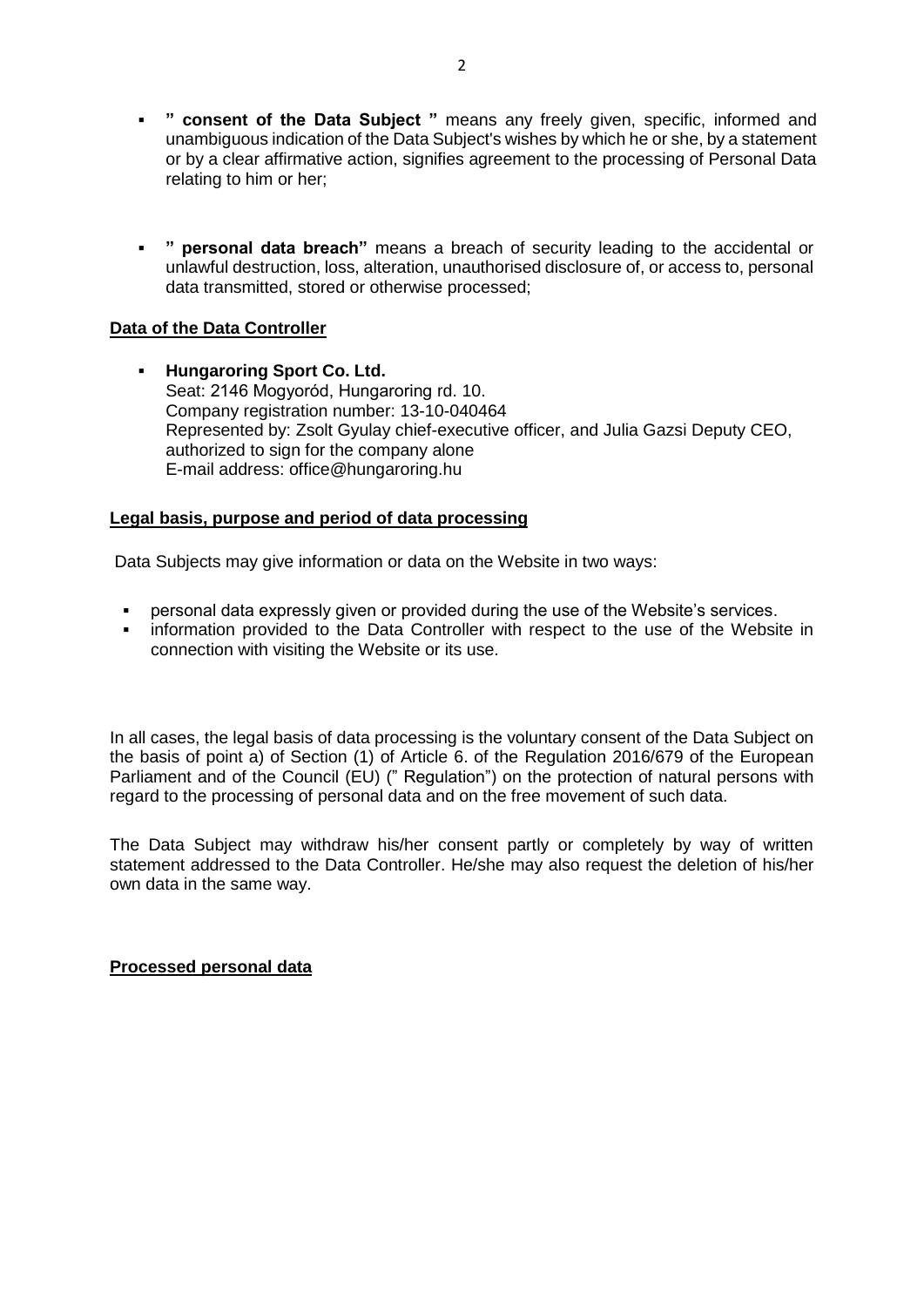- **" consent of the Data Subject "** means any freely given, specific, informed and unambiguous indication of the Data Subject's wishes by which he or she, by a statement or by a clear affirmative action, signifies agreement to the processing of Personal Data relating to him or her;

- **" personal data breach"** means a breach of security leading to the accidental or unlawful destruction, loss, alteration, unauthorised disclosure of, or access to, personal data transmitted, stored or otherwise processed;

**Data of the Data Controller**

- **Hungaroring Sport Co. Ltd.**
  Seat: 2146 Mogyoród, Hungaroring rd. 10.
  Company registration number: 13-10-040464
  Represented by: Zsolt Gyulay chief-executive officer, and Julia Gazsi Deputy CEO, authorized to sign for the company alone
  E-mail address: office@hungaroring.hu

**Legal basis, purpose and period of data processing**

Data Subjects may give information or data on the Website in two ways:

- personal data expressly given or provided during the use of the Website's services.
- information provided to the Data Controller with respect to the use of the Website in connection with visiting the Website or its use.

In all cases, the legal basis of data processing is the voluntary consent of the Data Subject on the basis of point a) of Section (1) of Article 6. of the Regulation 2016/679 of the European Parliament and of the Council (EU) (" Regulation") on the protection of natural persons with regard to the processing of personal data and on the free movement of such data.

The Data Subject may withdraw his/her consent partly or completely by way of written statement addressed to the Data Controller. He/she may also request the deletion of his/her own data in the same way.

**Processed personal data**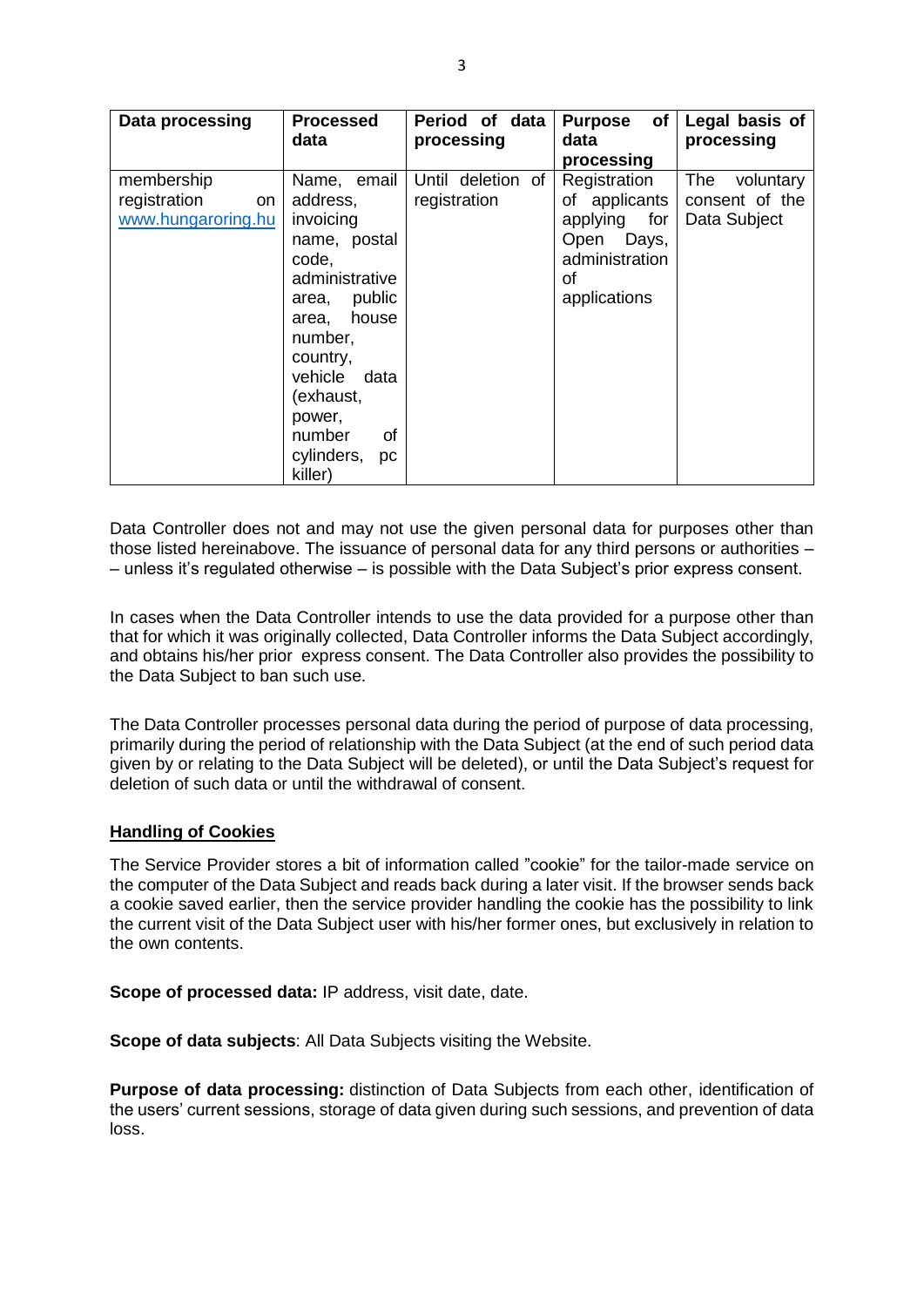| Data processing | Processed data | Period of data processing | Purpose of data processing | Legal basis of processing |
|---|---|---|---|---|
| membership registration on www.hungaroring.hu | Name, email address, invoicing name, postal code, administrative area, public area, house number, country, vehicle data (exhaust, power, number of cylinders, pc killer) | Until deletion of registration | Registration of applicants applying for Open Days, administration of applications | The voluntary consent of the Data Subject |

Data Controller does not and may not use the given personal data for purposes other than those listed hereinabove. The issuance of personal data for any third persons or authorities – – unless it's regulated otherwise – is possible with the Data Subject's prior express consent.

In cases when the Data Controller intends to use the data provided for a purpose other than that for which it was originally collected, Data Controller informs the Data Subject accordingly, and obtains his/her prior express consent. The Data Controller also provides the possibility to the Data Subject to ban such use.

The Data Controller processes personal data during the period of purpose of data processing, primarily during the period of relationship with the Data Subject (at the end of such period data given by or relating to the Data Subject will be deleted), or until the Data Subject's request for deletion of such data or until the withdrawal of consent.

**Handling of Cookies**

The Service Provider stores a bit of information called "cookie" for the tailor-made service on the computer of the Data Subject and reads back during a later visit. If the browser sends back a cookie saved earlier, then the service provider handling the cookie has the possibility to link the current visit of the Data Subject user with his/her former ones, but exclusively in relation to the own contents.

**Scope of processed data:** IP address, visit date, date.

**Scope of data subjects**: All Data Subjects visiting the Website.

**Purpose of data processing:** distinction of Data Subjects from each other, identification of the users' current sessions, storage of data given during such sessions, and prevention of data loss.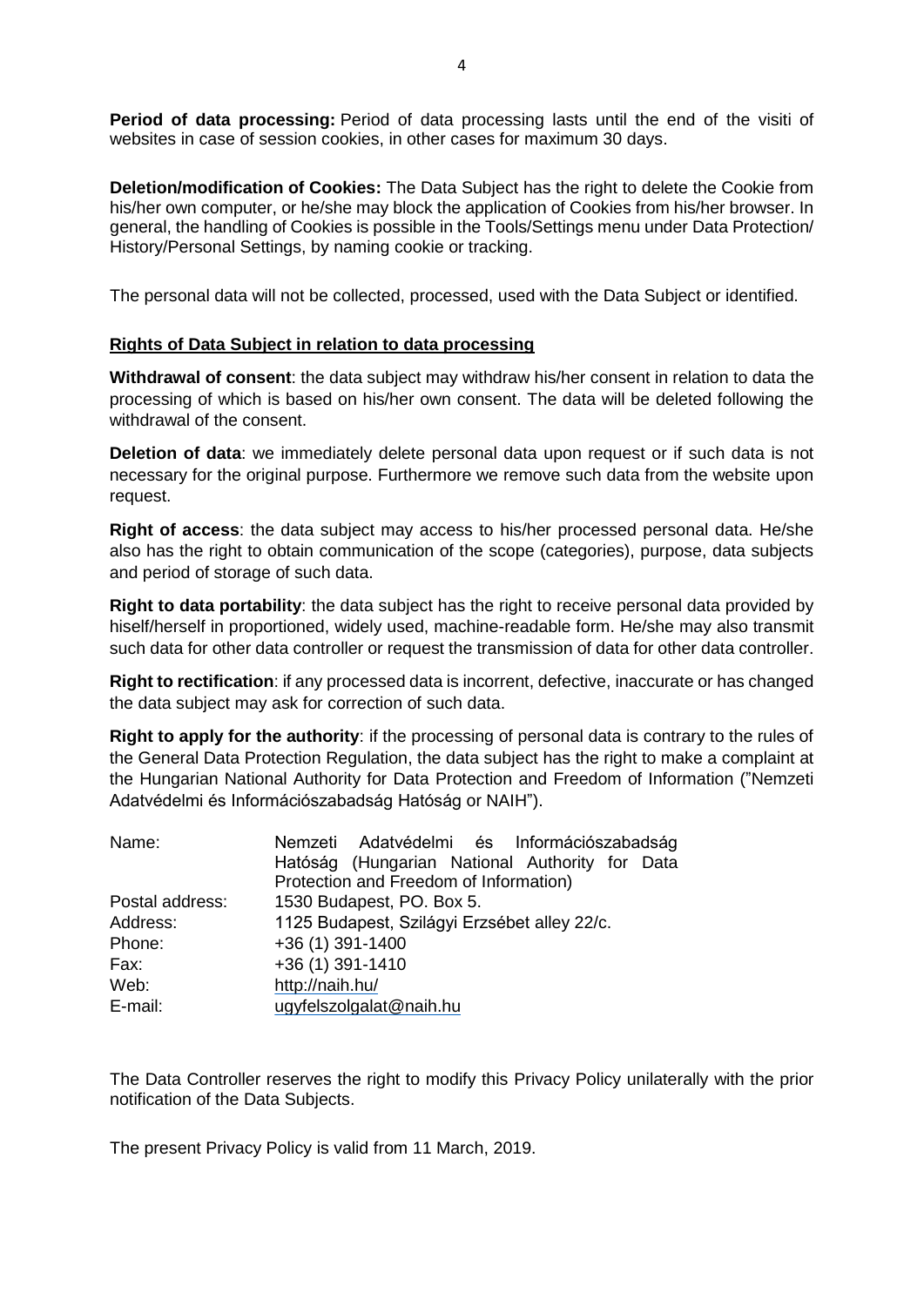**Period of data processing:** Period of data processing lasts until the end of the visiti of websites in case of session cookies, in other cases for maximum 30 days.

**Deletion/modification of Cookies:** The Data Subject has the right to delete the Cookie from his/her own computer, or he/she may block the application of Cookies from his/her browser. In general, the handling of Cookies is possible in the Tools/Settings menu under Data Protection/ History/Personal Settings, by naming cookie or tracking.

The personal data will not be collected, processed, used with the Data Subject or identified.

## Rights of Data Subject in relation to data processing

**Withdrawal of consent**: the data subject may withdraw his/her consent in relation to data the processing of which is based on his/her own consent. The data will be deleted following the withdrawal of the consent.

**Deletion of data**: we immediately delete personal data upon request or if such data is not necessary for the original purpose. Furthermore we remove such data from the website upon request.

**Right of access**: the data subject may access to his/her processed personal data. He/she also has the right to obtain communication of the scope (categories), purpose, data subjects and period of storage of such data.

**Right to data portability**: the data subject has the right to receive personal data provided by hiself/herself in proportioned, widely used, machine-readable form. He/she may also transmit such data for other data controller or request the transmission of data for other data controller.

**Right to rectification**: if any processed data is incorrent, defective, inaccurate or has changed the data subject may ask for correction of such data.

**Right to apply for the authority**: if the processing of personal data is contrary to the rules of the General Data Protection Regulation, the data subject has the right to make a complaint at the Hungarian National Authority for Data Protection and Freedom of Information (”Nemzeti Adatvédelmi és Információszabadság Hatóság or NAIH”).

| | |
|---|---|
| Name: | Nemzeti Adatvédelmi és Információszabadság Hatóság (Hungarian National Authority for Data Protection and Freedom of Information) |
| Postal address: | 1530 Budapest, PO. Box 5. |
| Address: | 1125 Budapest, Szilágyi Erzsébet alley 22/c. |
| Phone: | +36 (1) 391-1400 |
| Fax: | +36 (1) 391-1410 |
| Web: | http://naih.hu/ |
| E-mail: | ugyfelszolgalat@naih.hu |

The Data Controller reserves the right to modify this Privacy Policy unilaterally with the prior notification of the Data Subjects.

The present Privacy Policy is valid from 11 March, 2019.